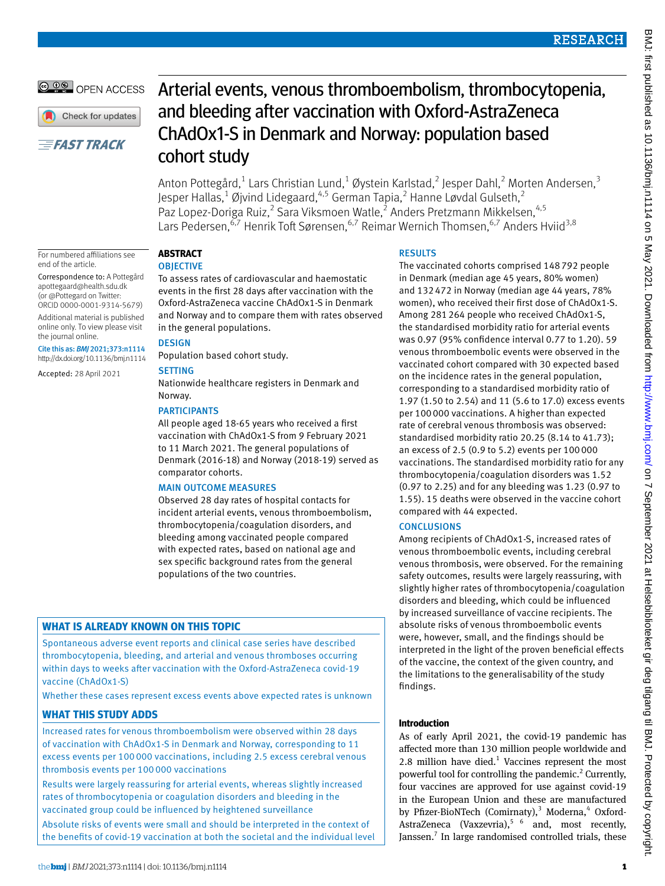# Arterial events, venous thromboembolism, thrombocytopenia, and bleeding after vaccination with Oxford-AstraZeneca ChAdOx1-S in Denmark and Norway: population based cohort study

Anton Pottegård,[1] Lars Christian Lund,[1] Øystein Karlstad,[2] Jesper Dahl,[2] Morten Andersen,[3] Jesper Hallas,[1] Øjvind Lidegaard,[4,5] German Tapia,[2] Hanne Løvdal Gulseth,[2] Paz Lopez-Doriga Ruiz,[2] Sara Viksmoen Watle,[2] Anders Pretzmann Mikkelsen,[4,5] Lars Pedersen,[6,7] Henrik Toft Sørensen,[6,7] Reimar Wernich Thomsen,[6,7] Anders Hviid[3,8]

For numbered affiliations see end of the article.

Correspondence to: A Pottegård apottegaard@health.sdu.dk (or @Pottegard on Twitter: ORCID 0000-0001-9314-5679)

Additional material is published online only. To view please visit the journal online.

Cite this as: *BMJ* 2021;373:n1114
http://dx.doi.org/10.1136/bmj.n1114

Accepted: 28 April 2021

## ABSTRACT

### OBJECTIVE

To assess rates of cardiovascular and haemostatic events in the first 28 days after vaccination with the Oxford-AstraZeneca vaccine ChAdOx1-S in Denmark and Norway and to compare them with rates observed in the general populations.

### DESIGN

Population based cohort study.

### SETTING

Nationwide healthcare registers in Denmark and Norway.

### PARTICIPANTS

All people aged 18-65 years who received a first vaccination with ChAdOx1-S from 9 February 2021 to 11 March 2021. The general populations of Denmark (2016-18) and Norway (2018-19) served as comparator cohorts.

### MAIN OUTCOME MEASURES

Observed 28 day rates of hospital contacts for incident arterial events, venous thromboembolism, thrombocytopenia/coagulation disorders, and bleeding among vaccinated people compared with expected rates, based on national age and sex specific background rates from the general populations of the two countries.

### RESULTS

The vaccinated cohorts comprised 148 792 people in Denmark (median age 45 years, 80% women) and 132 472 in Norway (median age 44 years, 78% women), who received their first dose of ChAdOx1-S. Among 281 264 people who received ChAdOx1-S, the standardised morbidity ratio for arterial events was 0.97 (95% confidence interval 0.77 to 1.20). 59 venous thromboembolic events were observed in the vaccinated cohort compared with 30 expected based on the incidence rates in the general population, corresponding to a standardised morbidity ratio of 1.97 (1.50 to 2.54) and 11 (5.6 to 17.0) excess events per 100 000 vaccinations. A higher than expected rate of cerebral venous thrombosis was observed: standardised morbidity ratio 20.25 (8.14 to 41.73); an excess of 2.5 (0.9 to 5.2) events per 100 000 vaccinations. The standardised morbidity ratio for any thrombocytopenia/coagulation disorders was 1.52 (0.97 to 2.25) and for any bleeding was 1.23 (0.97 to 1.55). 15 deaths were observed in the vaccine cohort compared with 44 expected.

### CONCLUSIONS

Among recipients of ChAdOx1-S, increased rates of venous thromboembolic events, including cerebral venous thrombosis, were observed. For the remaining safety outcomes, results were largely reassuring, with slightly higher rates of thrombocytopenia/coagulation disorders and bleeding, which could be influenced by increased surveillance of vaccine recipients. The absolute risks of venous thromboembolic events were, however, small, and the findings should be interpreted in the light of the proven beneficial effects of the vaccine, the context of the given country, and the limitations to the generalisability of the study findings.

## WHAT IS ALREADY KNOWN ON THIS TOPIC

Spontaneous adverse event reports and clinical case series have described thrombocytopenia, bleeding, and arterial and venous thromboses occurring within days to weeks after vaccination with the Oxford-AstraZeneca covid-19 vaccine (ChAdOx1-S)

Whether these cases represent excess events above expected rates is unknown

## WHAT THIS STUDY ADDS

Increased rates for venous thromboembolism were observed within 28 days of vaccination with ChAdOx1-S in Denmark and Norway, corresponding to 11 excess events per 100 000 vaccinations, including 2.5 excess cerebral venous thrombosis events per 100 000 vaccinations

Results were largely reassuring for arterial events, whereas slightly increased rates of thrombocytopenia or coagulation disorders and bleeding in the vaccinated group could be influenced by heightened surveillance

Absolute risks of events were small and should be interpreted in the context of the benefits of covid-19 vaccination at both the societal and the individual level

## Introduction

As of early April 2021, the covid-19 pandemic has affected more than 130 million people worldwide and 2.8 million have died.[1] Vaccines represent the most powerful tool for controlling the pandemic.[2] Currently, four vaccines are approved for use against covid-19 in the European Union and these are manufactured by Pfizer-BioNTech (Comirnaty),[3] Moderna,[4] Oxford-AstraZeneca (Vaxzevria),[5] [6] and, most recently, Janssen.[7] In large randomised controlled trials, these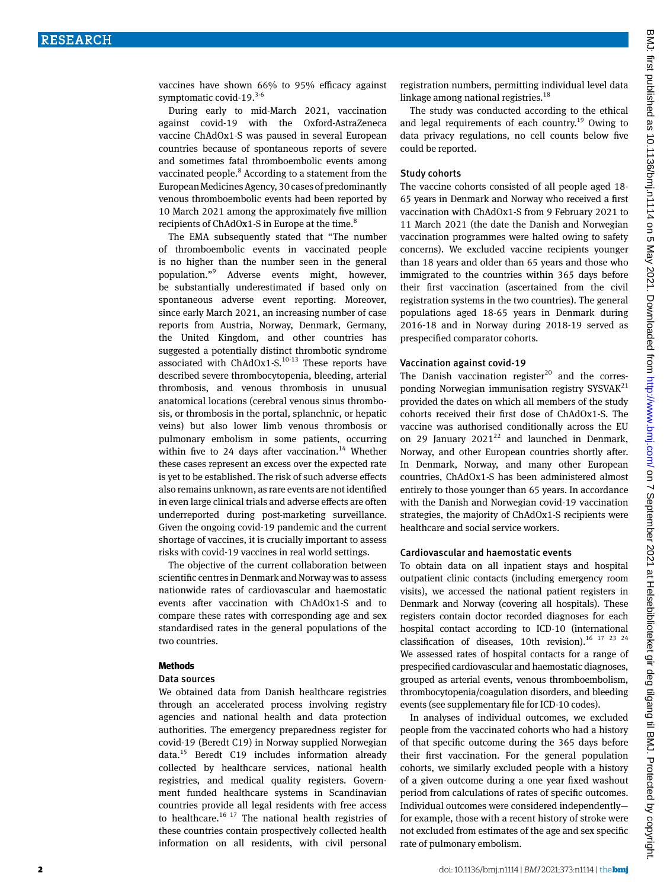vaccines have shown 66% to 95% efficacy against symptomatic covid-19.[3-6]

During early to mid-March 2021, vaccination against covid-19 with the Oxford-AstraZeneca vaccine ChAdOx1-S was paused in several European countries because of spontaneous reports of severe and sometimes fatal thromboembolic events among vaccinated people.[8] According to a statement from the European Medicines Agency, 30 cases of predominantly venous thromboembolic events had been reported by 10 March 2021 among the approximately five million recipients of ChAdOx1-S in Europe at the time.[8]

The EMA subsequently stated that "The number of thromboembolic events in vaccinated people is no higher than the number seen in the general population."[9] Adverse events might, however, be substantially underestimated if based only on spontaneous adverse event reporting. Moreover, since early March 2021, an increasing number of case reports from Austria, Norway, Denmark, Germany, the United Kingdom, and other countries has suggested a potentially distinct thrombotic syndrome associated with ChAdOx1-S.[10-13] These reports have described severe thrombocytopenia, bleeding, arterial thrombosis, and venous thrombosis in unusual anatomical locations (cerebral venous sinus thrombosis, or thrombosis in the portal, splanchnic, or hepatic veins) but also lower limb venous thrombosis or pulmonary embolism in some patients, occurring within five to 24 days after vaccination.[14] Whether these cases represent an excess over the expected rate is yet to be established. The risk of such adverse effects also remains unknown, as rare events are not identified in even large clinical trials and adverse effects are often underreported during post-marketing surveillance. Given the ongoing covid-19 pandemic and the current shortage of vaccines, it is crucially important to assess risks with covid-19 vaccines in real world settings.

The objective of the current collaboration between scientific centres in Denmark and Norway was to assess nationwide rates of cardiovascular and haemostatic events after vaccination with ChAdOx1-S and to compare these rates with corresponding age and sex standardised rates in the general populations of the two countries.

## Methods

### Data sources

We obtained data from Danish healthcare registries through an accelerated process involving registry agencies and national health and data protection authorities. The emergency preparedness register for covid-19 (Beredt C19) in Norway supplied Norwegian data.[15] Beredt C19 includes information already collected by healthcare services, national health registries, and medical quality registers. Government funded healthcare systems in Scandinavian countries provide all legal residents with free access to healthcare.[16 17] The national health registries of these countries contain prospectively collected health information on all residents, with civil personal registration numbers, permitting individual level data linkage among national registries.[18]

The study was conducted according to the ethical and legal requirements of each country.[19] Owing to data privacy regulations, no cell counts below five could be reported.

### Study cohorts

The vaccine cohorts consisted of all people aged 18-65 years in Denmark and Norway who received a first vaccination with ChAdOx1-S from 9 February 2021 to 11 March 2021 (the date the Danish and Norwegian vaccination programmes were halted owing to safety concerns). We excluded vaccine recipients younger than 18 years and older than 65 years and those who immigrated to the countries within 365 days before their first vaccination (ascertained from the civil registration systems in the two countries). The general populations aged 18-65 years in Denmark during 2016-18 and in Norway during 2018-19 served as prespecified comparator cohorts.

### Vaccination against covid-19

The Danish vaccination register[20] and the corresponding Norwegian immunisation registry SYSVAK[21] provided the dates on which all members of the study cohorts received their first dose of ChAdOx1-S. The vaccine was authorised conditionally across the EU on 29 January 2021[22] and launched in Denmark, Norway, and other European countries shortly after. In Denmark, Norway, and many other European countries, ChAdOx1-S has been administered almost entirely to those younger than 65 years. In accordance with the Danish and Norwegian covid-19 vaccination strategies, the majority of ChAdOx1-S recipients were healthcare and social service workers.

### Cardiovascular and haemostatic events

To obtain data on all inpatient stays and hospital outpatient clinic contacts (including emergency room visits), we accessed the national patient registers in Denmark and Norway (covering all hospitals). These registers contain doctor recorded diagnoses for each hospital contact according to ICD-10 (international classification of diseases, 10th revision).[16 17 23 24] We assessed rates of hospital contacts for a range of prespecified cardiovascular and haemostatic diagnoses, grouped as arterial events, venous thromboembolism, thrombocytopenia/coagulation disorders, and bleeding events (see supplementary file for ICD-10 codes).

In analyses of individual outcomes, we excluded people from the vaccinated cohorts who had a history of that specific outcome during the 365 days before their first vaccination. For the general population cohorts, we similarly excluded people with a history of a given outcome during a one year fixed washout period from calculations of rates of specific outcomes. Individual outcomes were considered independently—for example, those with a recent history of stroke were not excluded from estimates of the age and sex specific rate of pulmonary embolism.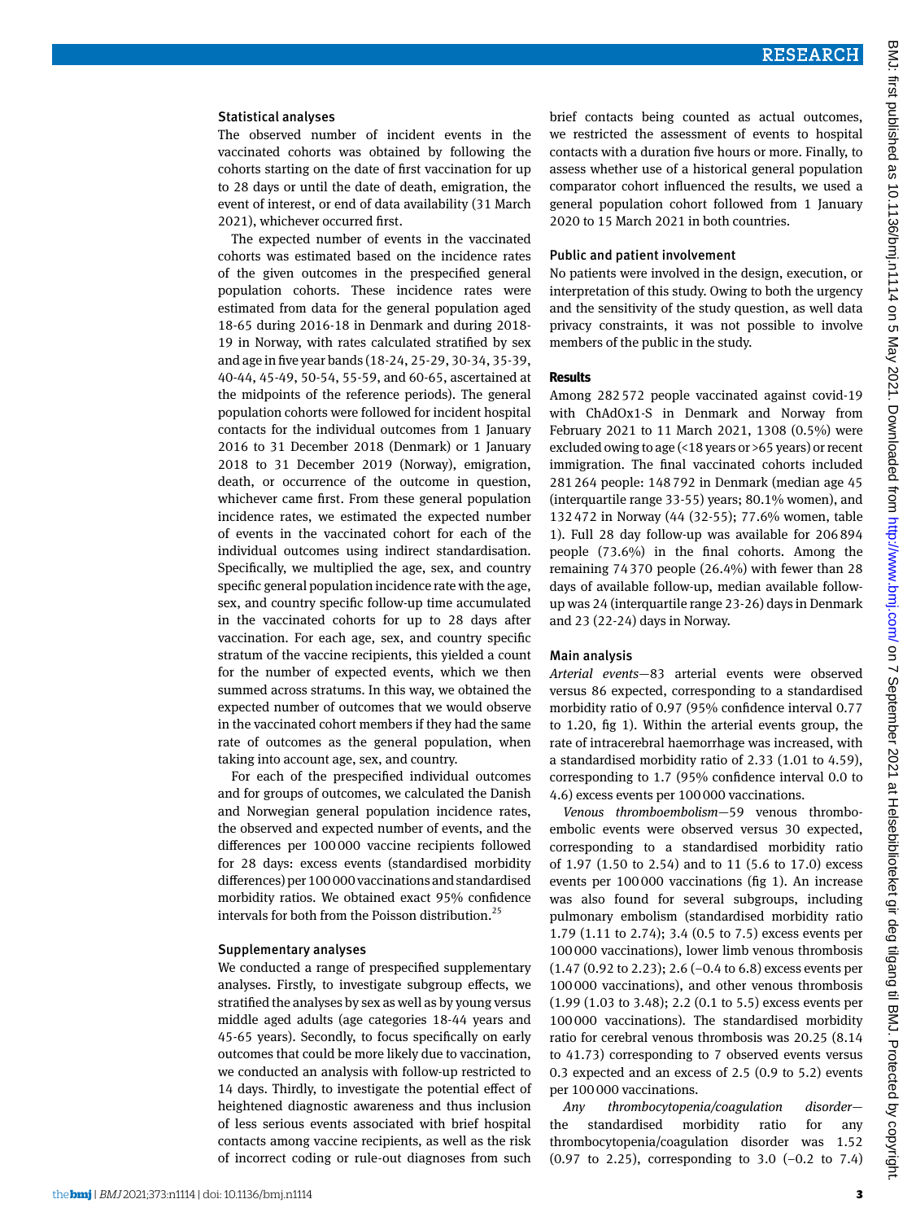### Statistical analyses

The observed number of incident events in the vaccinated cohorts was obtained by following the cohorts starting on the date of first vaccination for up to 28 days or until the date of death, emigration, the event of interest, or end of data availability (31 March 2021), whichever occurred first.

The expected number of events in the vaccinated cohorts was estimated based on the incidence rates of the given outcomes in the prespecified general population cohorts. These incidence rates were estimated from data for the general population aged 18-65 during 2016-18 in Denmark and during 2018-19 in Norway, with rates calculated stratified by sex and age in five year bands (18-24, 25-29, 30-34, 35-39, 40-44, 45-49, 50-54, 55-59, and 60-65, ascertained at the midpoints of the reference periods). The general population cohorts were followed for incident hospital contacts for the individual outcomes from 1 January 2016 to 31 December 2018 (Denmark) or 1 January 2018 to 31 December 2019 (Norway), emigration, death, or occurrence of the outcome in question, whichever came first. From these general population incidence rates, we estimated the expected number of events in the vaccinated cohort for each of the individual outcomes using indirect standardisation. Specifically, we multiplied the age, sex, and country specific general population incidence rate with the age, sex, and country specific follow-up time accumulated in the vaccinated cohorts for up to 28 days after vaccination. For each age, sex, and country specific stratum of the vaccine recipients, this yielded a count for the number of expected events, which we then summed across stratums. In this way, we obtained the expected number of outcomes that we would observe in the vaccinated cohort members if they had the same rate of outcomes as the general population, when taking into account age, sex, and country.

For each of the prespecified individual outcomes and for groups of outcomes, we calculated the Danish and Norwegian general population incidence rates, the observed and expected number of events, and the differences per 100 000 vaccine recipients followed for 28 days: excess events (standardised morbidity differences) per 100 000 vaccinations and standardised morbidity ratios. We obtained exact 95% confidence intervals for both from the Poisson distribution.[25]

### Supplementary analyses

We conducted a range of prespecified supplementary analyses. Firstly, to investigate subgroup effects, we stratified the analyses by sex as well as by young versus middle aged adults (age categories 18-44 years and 45-65 years). Secondly, to focus specifically on early outcomes that could be more likely due to vaccination, we conducted an analysis with follow-up restricted to 14 days. Thirdly, to investigate the potential effect of heightened diagnostic awareness and thus inclusion of less serious events associated with brief hospital contacts among vaccine recipients, as well as the risk of incorrect coding or rule-out diagnoses from such brief contacts being counted as actual outcomes, we restricted the assessment of events to hospital contacts with a duration five hours or more. Finally, to assess whether use of a historical general population comparator cohort influenced the results, we used a general population cohort followed from 1 January 2020 to 15 March 2021 in both countries.

### Public and patient involvement

No patients were involved in the design, execution, or interpretation of this study. Owing to both the urgency and the sensitivity of the study question, as well data privacy constraints, it was not possible to involve members of the public in the study.

## Results

Among 282 572 people vaccinated against covid-19 with ChAdOx1-S in Denmark and Norway from February 2021 to 11 March 2021, 1308 (0.5%) were excluded owing to age (<18 years or >65 years) or recent immigration. The final vaccinated cohorts included 281 264 people: 148 792 in Denmark (median age 45 (interquartile range 33-55) years; 80.1% women), and 132 472 in Norway (44 (32-55); 77.6% women, table 1). Full 28 day follow-up was available for 206 894 people (73.6%) in the final cohorts. Among the remaining 74 370 people (26.4%) with fewer than 28 days of available follow-up, median available follow-up was 24 (interquartile range 23-26) days in Denmark and 23 (22-24) days in Norway.

### Main analysis

*Arterial events*—83 arterial events were observed versus 86 expected, corresponding to a standardised morbidity ratio of 0.97 (95% confidence interval 0.77 to 1.20, fig 1). Within the arterial events group, the rate of intracerebral haemorrhage was increased, with a standardised morbidity ratio of 2.33 (1.01 to 4.59), corresponding to 1.7 (95% confidence interval 0.0 to 4.6) excess events per 100 000 vaccinations.

*Venous thromboembolism*—59 venous thromboembolic events were observed versus 30 expected, corresponding to a standardised morbidity ratio of 1.97 (1.50 to 2.54) and to 11 (5.6 to 17.0) excess events per 100 000 vaccinations (fig 1). An increase was also found for several subgroups, including pulmonary embolism (standardised morbidity ratio 1.79 (1.11 to 2.74); 3.4 (0.5 to 7.5) excess events per 100 000 vaccinations), lower limb venous thrombosis (1.47 (0.92 to 2.23); 2.6 (−0.4 to 6.8) excess events per 100 000 vaccinations), and other venous thrombosis (1.99 (1.03 to 3.48); 2.2 (0.1 to 5.5) excess events per 100 000 vaccinations). The standardised morbidity ratio for cerebral venous thrombosis was 20.25 (8.14 to 41.73) corresponding to 7 observed events versus 0.3 expected and an excess of 2.5 (0.9 to 5.2) events per 100 000 vaccinations.

*Any thrombocytopenia/coagulation disorder*—the standardised morbidity ratio for any thrombocytopenia/coagulation disorder was 1.52 (0.97 to 2.25), corresponding to 3.0 (−0.2 to 7.4)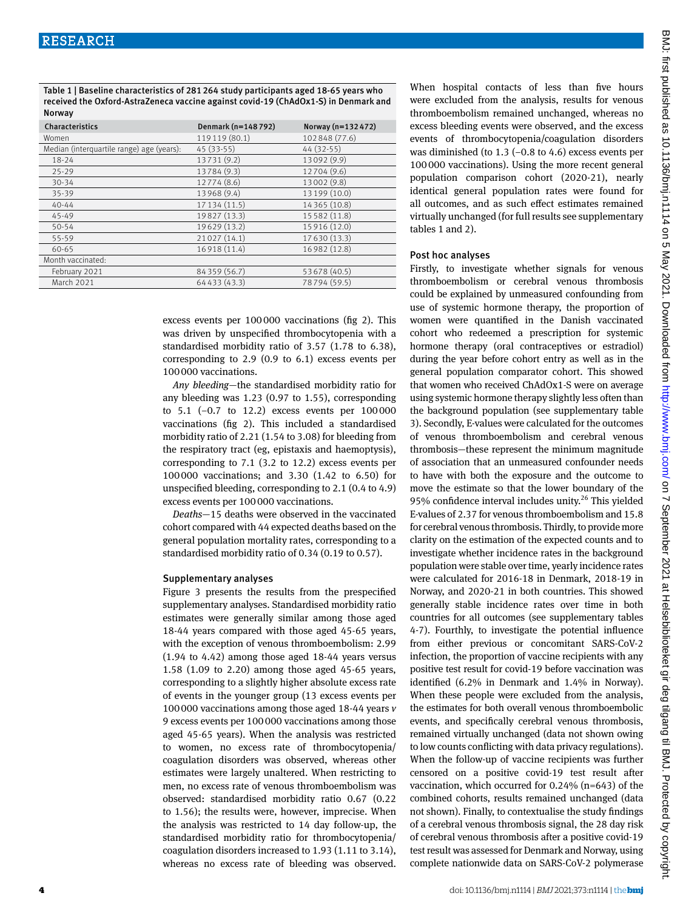Table 1 | Baseline characteristics of 281 264 study participants aged 18-65 years who received the Oxford-AstraZeneca vaccine against covid-19 (ChAdOx1-S) in Denmark and Norway

| Characteristics | Denmark (n=148 792) | Norway (n=132 472) |
|---|---|---|
| Women | 119 119 (80.1) | 102 848 (77.6) |
| Median (interquartile range) age (years): | 45 (33-55) | 44 (32-55) |
| 18-24 | 13 731 (9.2) | 13 092 (9.9) |
| 25-29 | 13 784 (9.3) | 12 704 (9.6) |
| 30-34 | 12 774 (8.6) | 13 002 (9.8) |
| 35-39 | 13 968 (9.4) | 13 199 (10.0) |
| 40-44 | 17 134 (11.5) | 14 365 (10.8) |
| 45-49 | 19 827 (13.3) | 15 582 (11.8) |
| 50-54 | 19 629 (13.2) | 15 916 (12.0) |
| 55-59 | 21 027 (14.1) | 17 630 (13.3) |
| 60-65 | 16 918 (11.4) | 16 982 (12.8) |
| Month vaccinated: | | |
| February 2021 | 84 359 (56.7) | 53 678 (40.5) |
| March 2021 | 64 433 (43.3) | 78 794 (59.5) |

excess events per 100 000 vaccinations (fig 2). This was driven by unspecified thrombocytopenia with a standardised morbidity ratio of 3.57 (1.78 to 6.38), corresponding to 2.9 (0.9 to 6.1) excess events per 100 000 vaccinations.

*Any bleeding*—the standardised morbidity ratio for any bleeding was 1.23 (0.97 to 1.55), corresponding to 5.1 (−0.7 to 12.2) excess events per 100 000 vaccinations (fig 2). This included a standardised morbidity ratio of 2.21 (1.54 to 3.08) for bleeding from the respiratory tract (eg, epistaxis and haemoptysis), corresponding to 7.1 (3.2 to 12.2) excess events per 100 000 vaccinations; and 3.30 (1.42 to 6.50) for unspecified bleeding, corresponding to 2.1 (0.4 to 4.9) excess events per 100 000 vaccinations.

*Deaths*—15 deaths were observed in the vaccinated cohort compared with 44 expected deaths based on the general population mortality rates, corresponding to a standardised morbidity ratio of 0.34 (0.19 to 0.57).

### Supplementary analyses

Figure 3 presents the results from the prespecified supplementary analyses. Standardised morbidity ratio estimates were generally similar among those aged 18-44 years compared with those aged 45-65 years, with the exception of venous thromboembolism: 2.99 (1.94 to 4.42) among those aged 18-44 years versus 1.58 (1.09 to 2.20) among those aged 45-65 years, corresponding to a slightly higher absolute excess rate of events in the younger group (13 excess events per 100 000 vaccinations among those aged 18-44 years *v* 9 excess events per 100 000 vaccinations among those aged 45-65 years). When the analysis was restricted to women, no excess rate of thrombocytopenia/coagulation disorders was observed, whereas other estimates were largely unaltered. When restricting to men, no excess rate of venous thromboembolism was observed: standardised morbidity ratio 0.67 (0.22 to 1.56); the results were, however, imprecise. When the analysis was restricted to 14 day follow-up, the standardised morbidity ratio for thrombocytopenia/coagulation disorders increased to 1.93 (1.11 to 3.14), whereas no excess rate of bleeding was observed. When hospital contacts of less than five hours were excluded from the analysis, results for venous thromboembolism remained unchanged, whereas no excess bleeding events were observed, and the excess events of thrombocytopenia/coagulation disorders was diminished (to 1.3 (−0.8 to 4.6) excess events per 100 000 vaccinations). Using the more recent general population comparison cohort (2020-21), nearly identical general population rates were found for all outcomes, and as such effect estimates remained virtually unchanged (for full results see supplementary tables 1 and 2).

### Post hoc analyses

Firstly, to investigate whether signals for venous thromboembolism or cerebral venous thrombosis could be explained by unmeasured confounding from use of systemic hormone therapy, the proportion of women were quantified in the Danish vaccinated cohort who redeemed a prescription for systemic hormone therapy (oral contraceptives or estradiol) during the year before cohort entry as well as in the general population comparator cohort. This showed that women who received ChAdOx1-S were on average using systemic hormone therapy slightly less often than the background population (see supplementary table 3). Secondly, E-values were calculated for the outcomes of venous thromboembolism and cerebral venous thrombosis—these represent the minimum magnitude of association that an unmeasured confounder needs to have with both the exposure and the outcome to move the estimate so that the lower boundary of the 95% confidence interval includes unity.[26] This yielded E-values of 2.37 for venous thromboembolism and 15.8 for cerebral venous thrombosis. Thirdly, to provide more clarity on the estimation of the expected counts and to investigate whether incidence rates in the background population were stable over time, yearly incidence rates were calculated for 2016-18 in Denmark, 2018-19 in Norway, and 2020-21 in both countries. This showed generally stable incidence rates over time in both countries for all outcomes (see supplementary tables 4-7). Fourthly, to investigate the potential influence from either previous or concomitant SARS-CoV-2 infection, the proportion of vaccine recipients with any positive test result for covid-19 before vaccination was identified (6.2% in Denmark and 1.4% in Norway). When these people were excluded from the analysis, the estimates for both overall venous thromboembolic events, and specifically cerebral venous thrombosis, remained virtually unchanged (data not shown owing to low counts conflicting with data privacy regulations). When the follow-up of vaccine recipients was further censored on a positive covid-19 test result after vaccination, which occurred for 0.24% (n=643) of the combined cohorts, results remained unchanged (data not shown). Finally, to contextualise the study findings of a cerebral venous thrombosis signal, the 28 day risk of cerebral venous thrombosis after a positive covid-19 test result was assessed for Denmark and Norway, using complete nationwide data on SARS-CoV-2 polymerase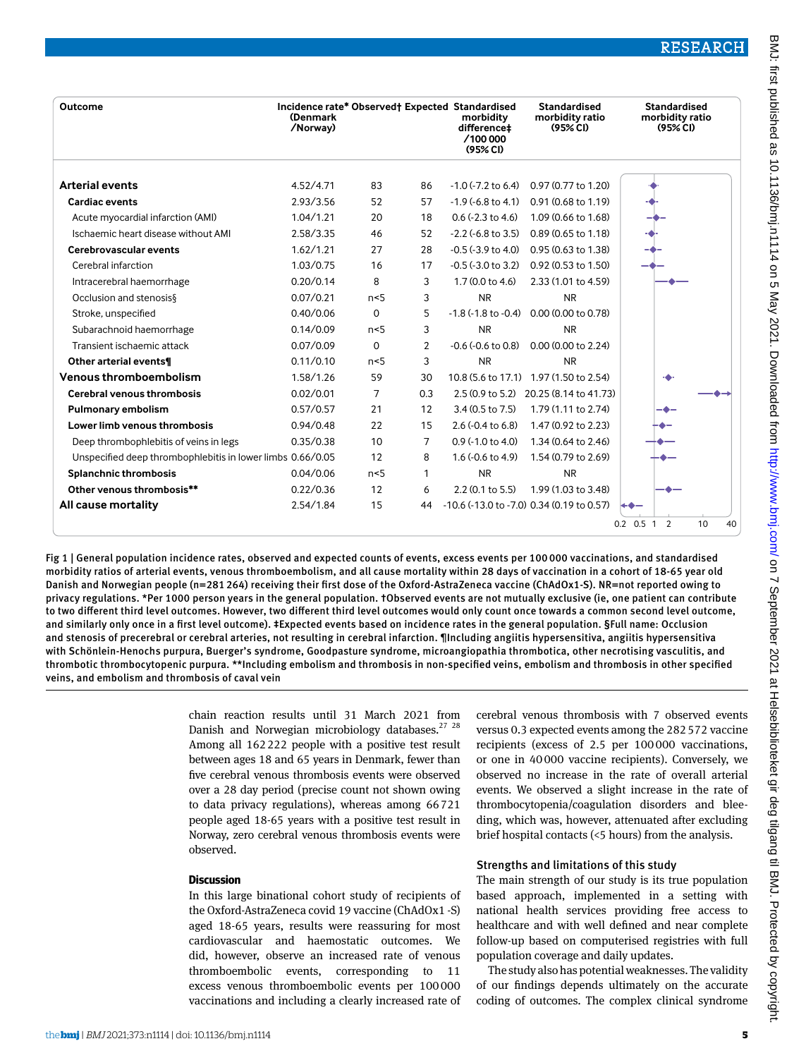| Outcome | Incidence rate* (Denmark /Norway) | Observed† | Expected | Standardised morbidity difference‡ /100 000 (95% CI) | Standardised morbidity ratio (95% CI) |
|---|---|---|---|---|---|
| **Arterial events** | 4.52/4.71 | 83 | 86 | -1.0 (-7.2 to 6.4) | 0.97 (0.77 to 1.20) |
| **Cardiac events** | 2.93/3.56 | 52 | 57 | -1.9 (-6.8 to 4.1) | 0.91 (0.68 to 1.19) |
| Acute myocardial infarction (AMI) | 1.04/1.21 | 20 | 18 | 0.6 (-2.3 to 4.6) | 1.09 (0.66 to 1.68) |
| Ischaemic heart disease without AMI | 2.58/3.35 | 46 | 52 | -2.2 (-6.8 to 3.5) | 0.89 (0.65 to 1.18) |
| **Cerebrovascular events** | 1.62/1.21 | 27 | 28 | -0.5 (-3.9 to 4.0) | 0.95 (0.63 to 1.38) |
| Cerebral infarction | 1.03/0.75 | 16 | 17 | -0.5 (-3.0 to 3.2) | 0.92 (0.53 to 1.50) |
| Intracerebral haemorrhage | 0.20/0.14 | 8 | 3 | 1.7 (0.0 to 4.6) | 2.33 (1.01 to 4.59) |
| Occlusion and stenosis§ | 0.07/0.21 | n<5 | 3 | NR | NR |
| Stroke, unspecified | 0.40/0.06 | 0 | 5 | -1.8 (-1.8 to -0.4) | 0.00 (0.00 to 0.78) |
| Subarachnoid haemorrhage | 0.14/0.09 | n<5 | 3 | NR | NR |
| Transient ischaemic attack | 0.07/0.09 | 0 | 2 | -0.6 (-0.6 to 0.8) | 0.00 (0.00 to 2.24) |
| **Other arterial events¶** | 0.11/0.10 | n<5 | 3 | NR | NR |
| **Venous thromboembolism** | 1.58/1.26 | 59 | 30 | 10.8 (5.6 to 17.1) | 1.97 (1.50 to 2.54) |
| **Cerebral venous thrombosis** | 0.02/0.01 | 7 | 0.3 | 2.5 (0.9 to 5.2) | 20.25 (8.14 to 41.73) |
| **Pulmonary embolism** | 0.57/0.57 | 21 | 12 | 3.4 (0.5 to 7.5) | 1.79 (1.11 to 2.74) |
| **Lower limb venous thrombosis** | 0.94/0.48 | 22 | 15 | 2.6 (-0.4 to 6.8) | 1.47 (0.92 to 2.23) |
| Deep thrombophlebitis of veins in legs | 0.35/0.38 | 10 | 7 | 0.9 (-1.0 to 4.0) | 1.34 (0.64 to 2.46) |
| Unspecified deep thrombophlebitis in lower limbs | 0.66/0.05 | 12 | 8 | 1.6 (-0.6 to 4.9) | 1.54 (0.79 to 2.69) |
| **Splanchnic thrombosis** | 0.04/0.06 | n<5 | 1 | NR | NR |
| **Other venous thrombosis**** | 0.22/0.36 | 12 | 6 | 2.2 (0.1 to 5.5) | 1.99 (1.03 to 3.48) |
| **All cause mortality** | 2.54/1.84 | 15 | 44 | -10.6 (-13.0 to -7.0) | 0.34 (0.19 to 0.57) |

Fig 1 | General population incidence rates, observed and expected counts of events, excess events per 100 000 vaccinations, and standardised morbidity ratios of arterial events, venous thromboembolism, and all cause mortality within 28 days of vaccination in a cohort of 18-65 year old Danish and Norwegian people (n=281 264) receiving their first dose of the Oxford-AstraZeneca vaccine (ChAdOx1-S). NR=not reported owing to privacy regulations. *Per 1000 person years in the general population. †Observed events are not mutually exclusive (ie, one patient can contribute to two different third level outcomes. However, two different third level outcomes would only count once towards a common second level outcome, and similarly only once in a first level outcome). ‡Expected events based on incidence rates in the general population. §Full name: Occlusion and stenosis of precerebral or cerebral arteries, not resulting in cerebral infarction. ¶Including angiitis hypersensitiva, angiitis hypersensitiva with Schönlein-Henochs purpura, Buerger's syndrome, Goodpasture syndrome, microangiopathia thrombotica, other necrotising vasculitis, and thrombotic thrombocytopenic purpura. **Including embolism and thrombosis in non-specified veins, embolism and thrombosis in other specified veins, and embolism and thrombosis of caval vein

chain reaction results until 31 March 2021 from Danish and Norwegian microbiology databases.[27 28] Among all 162 222 people with a positive test result between ages 18 and 65 years in Denmark, fewer than five cerebral venous thrombosis events were observed over a 28 day period (precise count not shown owing to data privacy regulations), whereas among 66 721 people aged 18-65 years with a positive test result in Norway, zero cerebral venous thrombosis events were observed.

## Discussion

In this large binational cohort study of recipients of the Oxford-AstraZeneca covid 19 vaccine (ChAdOx1 -S) aged 18-65 years, results were reassuring for most cardiovascular and haemostatic outcomes. We did, however, observe an increased rate of venous thromboembolic events, corresponding to 11 excess venous thromboembolic events per 100 000 vaccinations and including a clearly increased rate of cerebral venous thrombosis with 7 observed events versus 0.3 expected events among the 282 572 vaccine recipients (excess of 2.5 per 100 000 vaccinations, or one in 40 000 vaccine recipients). Conversely, we observed no increase in the rate of overall arterial events. We observed a slight increase in the rate of thrombocytopenia/coagulation disorders and bleeding, which was, however, attenuated after excluding brief hospital contacts (<5 hours) from the analysis.

### Strengths and limitations of this study

The main strength of our study is its true population based approach, implemented in a setting with national health services providing free access to healthcare and with well defined and near complete follow-up based on computerised registries with full population coverage and daily updates.

The study also has potential weaknesses. The validity of our findings depends ultimately on the accurate coding of outcomes. The complex clinical syndrome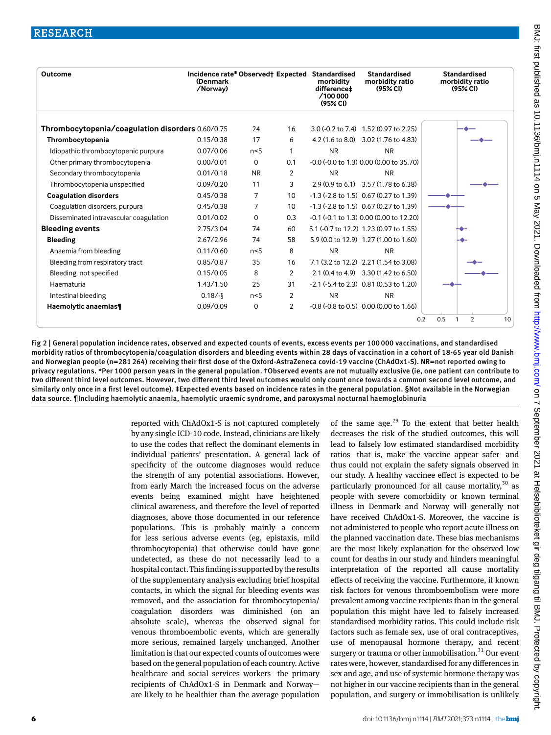| Outcome | Incidence rate* (Denmark /Norway) | Observed† | Expected | Standardised morbidity difference‡ /100 000 (95% CI) | Standardised morbidity ratio (95% CI) |
|---|---|---|---|---|---|
| **Thrombocytopenia/coagulation disorders** | 0.60/0.75 | 24 | 16 | 3.0 (-0.2 to 7.4) | 1.52 (0.97 to 2.25) |
| **Thrombocytopenia** | 0.15/0.38 | 17 | 6 | 4.2 (1.6 to 8.0) | 3.02 (1.76 to 4.83) |
| Idiopathic thrombocytopenic purpura | 0.07/0.06 | n<5 | 1 | NR | NR |
| Other primary thrombocytopenia | 0.00/0.01 | 0 | 0.1 | -0.0 (-0.0 to 1.3) | 0.00 (0.00 to 35.70) |
| Secondary thrombocytopenia | 0.01/0.18 | NR | 2 | NR | NR |
| Thrombocytopenia unspecified | 0.09/0.20 | 11 | 3 | 2.9 (0.9 to 6.1) | 3.57 (1.78 to 6.38) |
| **Coagulation disorders** | 0.45/0.38 | 7 | 10 | -1.3 (-2.8 to 1.5) | 0.67 (0.27 to 1.39) |
| Coagulation disorders, purpura | 0.45/0.38 | 7 | 10 | -1.3 (-2.8 to 1.5) | 0.67 (0.27 to 1.39) |
| Disseminated intravascular coagulation | 0.01/0.02 | 0 | 0.3 | -0.1 (-0.1 to 1.3) | 0.00 (0.00 to 12.20) |
| **Bleeding events** | 2.75/3.04 | 74 | 60 | 5.1 (-0.7 to 12.2) | 1.23 (0.97 to 1.55) |
| **Bleeding** | 2.67/2.96 | 74 | 58 | 5.9 (0.0 to 12.9) | 1.27 (1.00 to 1.60) |
| Anaemia from bleeding | 0.11/0.60 | n<5 | 8 | NR | NR |
| Bleeding from respiratory tract | 0.85/0.87 | 35 | 16 | 7.1 (3.2 to 12.2) | 2.21 (1.54 to 3.08) |
| Bleeding, not specified | 0.15/0.05 | 8 | 2 | 2.1 (0.4 to 4.9) | 3.30 (1.42 to 6.50) |
| Haematuria | 1.43/1.50 | 25 | 31 | -2.1 (-5.4 to 2.3) | 0.81 (0.53 to 1.20) |
| Intestinal bleeding | 0.18/-§ | n<5 | 2 | NR | NR |
| **Haemolytic anaemias¶** | 0.09/0.09 | 0 | 2 | -0.8 (-0.8 to 0.5) | 0.00 (0.00 to 1.66) |

Fig 2 | General population incidence rates, observed and expected counts of events, excess events per 100 000 vaccinations, and standardised morbidity ratios of thrombocytopenia/coagulation disorders and bleeding events within 28 days of vaccination in a cohort of 18-65 year old Danish and Norwegian people (n=281 264) receiving their first dose of the Oxford-AstraZeneca covid-19 vaccine (ChAdOx1-S). NR=not reported owing to privacy regulations. *Per 1000 person years in the general population. †Observed events are not mutually exclusive (ie, one patient can contribute to two different third level outcomes. However, two different third level outcomes would only count once towards a common second level outcome, and similarly only once in a first level outcome). ‡Expected events based on incidence rates in the general population. §Not available in the Norwegian data source. ¶Including haemolytic anaemia, haemolytic uraemic syndrome, and paroxysmal nocturnal haemoglobinuria

reported with ChAdOx1-S is not captured completely by any single ICD-10 code. Instead, clinicians are likely to use the codes that reflect the dominant elements in individual patients' presentation. A general lack of specificity of the outcome diagnoses would reduce the strength of any potential associations. However, from early March the increased focus on the adverse events being examined might have heightened clinical awareness, and therefore the level of reported diagnoses, above those documented in our reference populations. This is probably mainly a concern for less serious adverse events (eg, epistaxis, mild thrombocytopenia) that otherwise could have gone undetected, as these do not necessarily lead to a hospital contact. This finding is supported by the results of the supplementary analysis excluding brief hospital contacts, in which the signal for bleeding events was removed, and the association for thrombocytopenia/coagulation disorders was diminished (on an absolute scale), whereas the observed signal for venous thromboembolic events, which are generally more serious, remained largely unchanged. Another limitation is that our expected counts of outcomes were based on the general population of each country. Active healthcare and social services workers—the primary recipients of ChAdOx1-S in Denmark and Norway—are likely to be healthier than the average population of the same age.[29] To the extent that better health decreases the risk of the studied outcomes, this will lead to falsely low estimated standardised morbidity ratios—that is, make the vaccine appear safer—and thus could not explain the safety signals observed in our study. A healthy vaccinee effect is expected to be particularly pronounced for all cause mortality,[30] as people with severe comorbidity or known terminal illness in Denmark and Norway will generally not have received ChAdOx1-S. Moreover, the vaccine is not administered to people who report acute illness on the planned vaccination date. These bias mechanisms are the most likely explanation for the observed low count for deaths in our study and hinders meaningful interpretation of the reported all cause mortality effects of receiving the vaccine. Furthermore, if known risk factors for venous thromboembolism were more prevalent among vaccine recipients than in the general population this might have led to falsely increased standardised morbidity ratios. This could include risk factors such as female sex, use of oral contraceptives, use of menopausal hormone therapy, and recent surgery or trauma or other immobilisation.[31] Our event rates were, however, standardised for any differences in sex and age, and use of systemic hormone therapy was not higher in our vaccine recipients than in the general population, and surgery or immobilisation is unlikely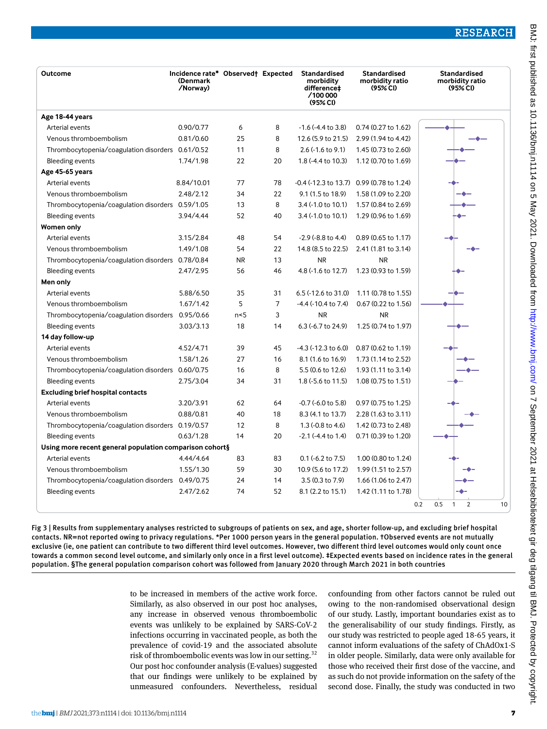| Outcome | Incidence rate* (Denmark /Norway) | Observed† | Expected | Standardised morbidity difference‡ /100 000 (95% CI) | Standardised morbidity ratio (95% CI) |
|---|---|---|---|---|---|
| **Age 18-44 years** | | | | | |
| Arterial events | 0.90/0.77 | 6 | 8 | -1.6 (-4.4 to 3.8) | 0.74 (0.27 to 1.62) |
| Venous thromboembolism | 0.81/0.60 | 25 | 8 | 12.6 (5.9 to 21.5) | 2.99 (1.94 to 4.42) |
| Thrombocytopenia/coagulation disorders | 0.61/0.52 | 11 | 8 | 2.6 (-1.6 to 9.1) | 1.45 (0.73 to 2.60) |
| Bleeding events | 1.74/1.98 | 22 | 20 | 1.8 (-4.4 to 10.3) | 1.12 (0.70 to 1.69) |
| **Age 45-65 years** | | | | | |
| Arterial events | 8.84/10.01 | 77 | 78 | -0.4 (-12.3 to 13.7) | 0.99 (0.78 to 1.24) |
| Venous thromboembolism | 2.48/2.12 | 34 | 22 | 9.1 (1.5 to 18.9) | 1.58 (1.09 to 2.20) |
| Thrombocytopenia/coagulation disorders | 0.59/1.05 | 13 | 8 | 3.4 (-1.0 to 10.1) | 1.57 (0.84 to 2.69) |
| Bleeding events | 3.94/4.44 | 52 | 40 | 3.4 (-1.0 to 10.1) | 1.29 (0.96 to 1.69) |
| **Women only** | | | | | |
| Arterial events | 3.15/2.84 | 48 | 54 | -2.9 (-8.8 to 4.4) | 0.89 (0.65 to 1.17) |
| Venous thromboembolism | 1.49/1.08 | 54 | 22 | 14.8 (8.5 to 22.5) | 2.41 (1.81 to 3.14) |
| Thrombocytopenia/coagulation disorders | 0.78/0.84 | NR | 13 | NR | NR |
| Bleeding events | 2.47/2.95 | 56 | 46 | 4.8 (-1.6 to 12.7) | 1.23 (0.93 to 1.59) |
| **Men only** | | | | | |
| Arterial events | 5.88/6.50 | 35 | 31 | 6.5 (-12.6 to 31.0) | 1.11 (0.78 to 1.55) |
| Venous thromboembolism | 1.67/1.42 | 5 | 7 | -4.4 (-10.4 to 7.4) | 0.67 (0.22 to 1.56) |
| Thrombocytopenia/coagulation disorders | 0.95/0.66 | n<5 | 3 | NR | NR |
| Bleeding events | 3.03/3.13 | 18 | 14 | 6.3 (-6.7 to 24.9) | 1.25 (0.74 to 1.97) |
| **14 day follow-up** | | | | | |
| Arterial events | 4.52/4.71 | 39 | 45 | -4.3 (-12.3 to 6.0) | 0.87 (0.62 to 1.19) |
| Venous thromboembolism | 1.58/1.26 | 27 | 16 | 8.1 (1.6 to 16.9) | 1.73 (1.14 to 2.52) |
| Thrombocytopenia/coagulation disorders | 0.60/0.75 | 16 | 8 | 5.5 (0.6 to 12.6) | 1.93 (1.11 to 3.14) |
| Bleeding events | 2.75/3.04 | 34 | 31 | 1.8 (-5.6 to 11.5) | 1.08 (0.75 to 1.51) |
| **Excluding brief hospital contacts** | | | | | |
| Arterial events | 3.20/3.91 | 62 | 64 | -0.7 (-6.0 to 5.8) | 0.97 (0.75 to 1.25) |
| Venous thromboembolism | 0.88/0.81 | 40 | 18 | 8.3 (4.1 to 13.7) | 2.28 (1.63 to 3.11) |
| Thrombocytopenia/coagulation disorders | 0.19/0.57 | 12 | 8 | 1.3 (-0.8 to 4.6) | 1.42 (0.73 to 2.48) |
| Bleeding events | 0.63/1.28 | 14 | 20 | -2.1 (-4.4 to 1.4) | 0.71 (0.39 to 1.20) |
| **Using more recent general population comparison cohort§** | | | | | |
| Arterial events | 4.44/4.64 | 83 | 83 | 0.1 (-6.2 to 7.5) | 1.00 (0.80 to 1.24) |
| Venous thromboembolism | 1.55/1.30 | 59 | 30 | 10.9 (5.6 to 17.2) | 1.99 (1.51 to 2.57) |
| Thrombocytopenia/coagulation disorders | 0.49/0.75 | 24 | 14 | 3.5 (0.3 to 7.9) | 1.66 (1.06 to 2.47) |
| Bleeding events | 2.47/2.62 | 74 | 52 | 8.1 (2.2 to 15.1) | 1.42 (1.11 to 1.78) |

Fig 3 | Results from supplementary analyses restricted to subgroups of patients on sex, and age, shorter follow-up, and excluding brief hospital contacts. NR=not reported owing to privacy regulations. *Per 1000 person years in the general population. †Observed events are not mutually exclusive (ie, one patient can contribute to two different third level outcomes. However, two different third level outcomes would only count once towards a common second level outcome, and similarly only once in a first level outcome). ‡Expected events based on incidence rates in the general population. §The general population comparison cohort was followed from January 2020 through March 2021 in both countries

to be increased in members of the active work force. Similarly, as also observed in our post hoc analyses, any increase in observed venous thromboembolic events was unlikely to be explained by SARS-CoV-2 infections occurring in vaccinated people, as both the prevalence of covid-19 and the associated absolute risk of thromboembolic events was low in our setting.[32] Our post hoc confounder analysis (E-values) suggested that our findings were unlikely to be explained by unmeasured confounders. Nevertheless, residual confounding from other factors cannot be ruled out owing to the non-randomised observational design of our study. Lastly, important boundaries exist as to the generalisability of our study findings. Firstly, as our study was restricted to people aged 18-65 years, it cannot inform evaluations of the safety of ChAdOx1-S in older people. Similarly, data were only available for those who received their first dose of the vaccine, and as such do not provide information on the safety of the second dose. Finally, the study was conducted in two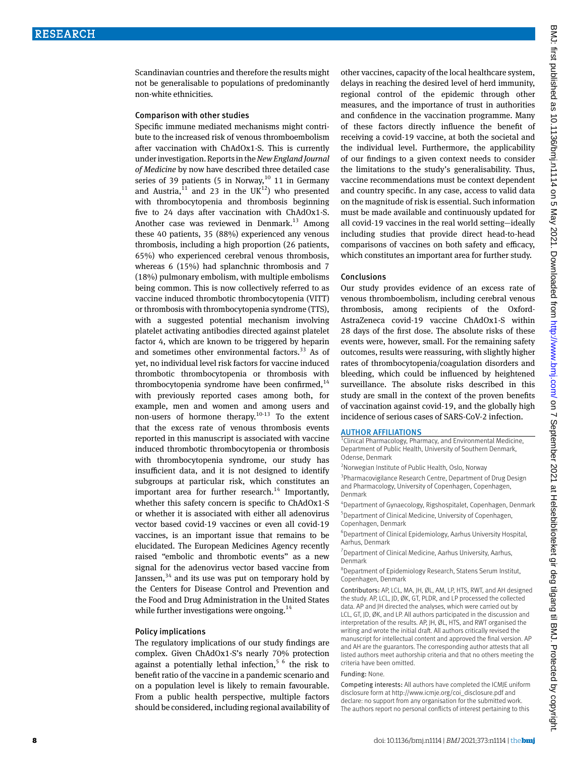Scandinavian countries and therefore the results might not be generalisable to populations of predominantly non-white ethnicities.

### Comparison with other studies

Specific immune mediated mechanisms might contribute to the increased risk of venous thromboembolism after vaccination with ChAdOx1-S. This is currently under investigation. Reports in the *New England Journal of Medicine* by now have described three detailed case series of 39 patients (5 in Norway,[10] 11 in Germany and Austria,[11] and 23 in the UK[12]) who presented with thrombocytopenia and thrombosis beginning five to 24 days after vaccination with ChAdOx1-S. Another case was reviewed in Denmark.[13] Among these 40 patients, 35 (88%) experienced any venous thrombosis, including a high proportion (26 patients, 65%) who experienced cerebral venous thrombosis, whereas 6 (15%) had splanchnic thrombosis and 7 (18%) pulmonary embolism, with multiple embolisms being common. This is now collectively referred to as vaccine induced thrombotic thrombocytopenia (VITT) or thrombosis with thrombocytopenia syndrome (TTS), with a suggested potential mechanism involving platelet activating antibodies directed against platelet factor 4, which are known to be triggered by heparin and sometimes other environmental factors.[33] As of yet, no individual level risk factors for vaccine induced thrombotic thrombocytopenia or thrombosis with thrombocytopenia syndrome have been confirmed,[14] with previously reported cases among both, for example, men and women and among users and non-users of hormone therapy.[10-13] To the extent that the excess rate of venous thrombosis events reported in this manuscript is associated with vaccine induced thrombotic thrombocytopenia or thrombosis with thrombocytopenia syndrome, our study has insufficient data, and it is not designed to identify subgroups at particular risk, which constitutes an important area for further research.[14] Importantly, whether this safety concern is specific to ChAdOx1-S or whether it is associated with either all adenovirus vector based covid-19 vaccines or even all covid-19 vaccines, is an important issue that remains to be elucidated. The European Medicines Agency recently raised "embolic and thrombotic events" as a new signal for the adenovirus vector based vaccine from Janssen,[34] and its use was put on temporary hold by the Centers for Disease Control and Prevention and the Food and Drug Administration in the United States while further investigations were ongoing.[14]

### Policy implications

The regulatory implications of our study findings are complex. Given ChAdOx1-S's nearly 70% protection against a potentially lethal infection,[5 6] the risk to benefit ratio of the vaccine in a pandemic scenario and on a population level is likely to remain favourable. From a public health perspective, multiple factors should be considered, including regional availability of other vaccines, capacity of the local healthcare system, delays in reaching the desired level of herd immunity, regional control of the epidemic through other measures, and the importance of trust in authorities and confidence in the vaccination programme. Many of these factors directly influence the benefit of receiving a covid-19 vaccine, at both the societal and the individual level. Furthermore, the applicability of our findings to a given context needs to consider the limitations to the study's generalisability. Thus, vaccine recommendations must be context dependent and country specific. In any case, access to valid data on the magnitude of risk is essential. Such information must be made available and continuously updated for all covid-19 vaccines in the real world setting—ideally including studies that provide direct head-to-head comparisons of vaccines on both safety and efficacy, which constitutes an important area for further study.

### Conclusions

Our study provides evidence of an excess rate of venous thromboembolism, including cerebral venous thrombosis, among recipients of the Oxford-AstraZeneca covid-19 vaccine ChAdOx1-S within 28 days of the first dose. The absolute risks of these events were, however, small. For the remaining safety outcomes, results were reassuring, with slightly higher rates of thrombocytopenia/coagulation disorders and bleeding, which could be influenced by heightened surveillance. The absolute risks described in this study are small in the context of the proven benefits of vaccination against covid-19, and the globally high incidence of serious cases of SARS-CoV-2 infection.

#### AUTHOR AFFILIATIONS

[1]Clinical Pharmacology, Pharmacy, and Environmental Medicine, Department of Public Health, University of Southern Denmark, Odense, Denmark

[2]Norwegian Institute of Public Health, Oslo, Norway

[3]Pharmacovigilance Research Centre, Department of Drug Design and Pharmacology, University of Copenhagen, Copenhagen, Denmark

[4]Department of Gynaecology, Rigshospitalet, Copenhagen, Denmark

[5]Department of Clinical Medicine, University of Copenhagen, Copenhagen, Denmark

[6]Department of Clinical Epidemiology, Aarhus University Hospital, Aarhus, Denmark

[7]Department of Clinical Medicine, Aarhus University, Aarhus, Denmark

[8]Department of Epidemiology Research, Statens Serum Institut, Copenhagen, Denmark

Contributors: AP, LCL, MA, JH, ØL, AM, LP, HTS, RWT, and AH designed the study. AP, LCL, JD, ØK, GT, PLDR, and LP processed the collected data. AP and JH directed the analyses, which were carried out by LCL, GT, JD, ØK, and LP. All authors participated in the discussion and interpretation of the results. AP, JH, ØL, HTS, and RWT organised the writing and wrote the initial draft. All authors critically revised the manuscript for intellectual content and approved the final version. AP and AH are the guarantors. The corresponding author attests that all listed authors meet authorship criteria and that no others meeting the criteria have been omitted.

Funding: None.

Competing interests: All authors have completed the ICMJE uniform disclosure form at http://www.icmje.org/coi_disclosure.pdf and declare: no support from any organisation for the submitted work. The authors report no personal conflicts of interest pertaining to this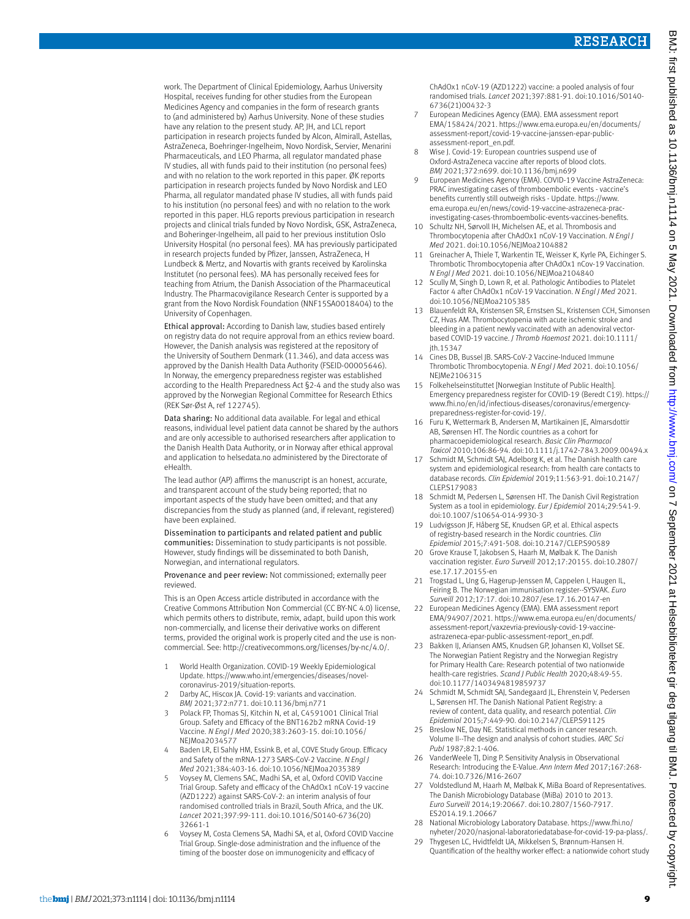work. The Department of Clinical Epidemiology, Aarhus University Hospital, receives funding for other studies from the European Medicines Agency and companies in the form of research grants to (and administered by) Aarhus University. None of these studies have any relation to the present study. AP, JH, and LCL report participation in research projects funded by Alcon, Almirall, Astellas, AstraZeneca, Boehringer-Ingelheim, Novo Nordisk, Servier, Menarini Pharmaceuticals, and LEO Pharma, all regulator mandated phase IV studies, all with funds paid to their institution (no personal fees) and with no relation to the work reported in this paper. ØK reports participation in research projects funded by Novo Nordisk and LEO Pharma, all regulator mandated phase IV studies, all with funds paid to his institution (no personal fees) and with no relation to the work reported in this paper. HLG reports previous participation in research projects and clinical trials funded by Novo Nordisk, GSK, AstraZeneca, and Boheringer-Ingelheim, all paid to her previous institution Oslo University Hospital (no personal fees). MA has previously participated in research projects funded by Pfizer, Janssen, AstraZeneca, H Lundbeck & Mertz, and Novartis with grants received by Karolinska Institutet (no personal fees). MA has personally received fees for teaching from Atrium, the Danish Association of the Pharmaceutical Industry. The Pharmacovigilance Research Center is supported by a grant from the Novo Nordisk Foundation (NNF15SA0018404) to the University of Copenhagen.

Ethical approval: According to Danish law, studies based entirely on registry data do not require approval from an ethics review board. However, the Danish analysis was registered at the repository of the University of Southern Denmark (11.346), and data access was approved by the Danish Health Data Authority (FSEID-00005646). In Norway, the emergency preparedness register was established according to the Health Preparedness Act §2-4 and the study also was approved by the Norwegian Regional Committee for Research Ethics (REK Sør-Øst A, ref 122745).

Data sharing: No additional data available. For legal and ethical reasons, individual level patient data cannot be shared by the authors and are only accessible to authorised researchers after application to the Danish Health Data Authority, or in Norway after ethical approval and application to helsedata.no administered by the Directorate of eHealth.

The lead author (AP) affirms the manuscript is an honest, accurate, and transparent account of the study being reported; that no important aspects of the study have been omitted; and that any discrepancies from the study as planned (and, if relevant, registered) have been explained.

Dissemination to participants and related patient and public communities: Dissemination to study participants is not possible. However, study findings will be disseminated to both Danish, Norwegian, and international regulators.

Provenance and peer review: Not commissioned; externally peer reviewed.

This is an Open Access article distributed in accordance with the Creative Commons Attribution Non Commercial (CC BY-NC 4.0) license, which permits others to distribute, remix, adapt, build upon this work non-commercially, and license their derivative works on different terms, provided the original work is properly cited and the use is non-commercial. See: http://creativecommons.org/licenses/by-nc/4.0/.

1. World Health Organization. COVID-19 Weekly Epidemiological Update. https://www.who.int/emergencies/diseases/novel-coronavirus-2019/situation-reports.
2. Darby AC, Hiscox JA. Covid-19: variants and vaccination. *BMJ* 2021;372:n771. doi:10.1136/bmj.n771
3. Polack FP, Thomas SJ, Kitchin N, et al, C4591001 Clinical Trial Group. Safety and Efficacy of the BNT162b2 mRNA Covid-19 Vaccine. *N Engl J Med* 2020;383:2603-15. doi:10.1056/NEJMoa2034577
4. Baden LR, El Sahly HM, Essink B, et al, COVE Study Group. Efficacy and Safety of the mRNA-1273 SARS-CoV-2 Vaccine. *N Engl J Med* 2021;384:403-16. doi:10.1056/NEJMoa2035389
5. Voysey M, Clemens SAC, Madhi SA, et al, Oxford COVID Vaccine Trial Group. Safety and efficacy of the ChAdOx1 nCoV-19 vaccine (AZD1222) against SARS-CoV-2: an interim analysis of four randomised controlled trials in Brazil, South Africa, and the UK. *Lancet* 2021;397:99-111. doi:10.1016/S0140-6736(20)32661-1
6. Voysey M, Costa Clemens SA, Madhi SA, et al, Oxford COVID Vaccine Trial Group. Single-dose administration and the influence of the timing of the booster dose on immunogenicity and efficacy of ChAdOx1 nCoV-19 (AZD1222) vaccine: a pooled analysis of four randomised trials. *Lancet* 2021;397:881-91. doi:10.1016/S0140-6736(21)00432-3
7. European Medicines Agency (EMA). EMA assessment report EMA/158424/2021. https://www.ema.europa.eu/en/documents/assessment-report/covid-19-vaccine-janssen-epar-public-assessment-report_en.pdf.
8. Wise J. Covid-19: European countries suspend use of Oxford-AstraZeneca vaccine after reports of blood clots. *BMJ* 2021;372:n699. doi:10.1136/bmj.n699
9. European Medicines Agency (EMA). COVID-19 Vaccine AstraZeneca: PRAC investigating cases of thromboembolic events - vaccine's benefits currently still outweigh risks - Update. https://www.ema.europa.eu/en/news/covid-19-vaccine-astrazeneca-prac-investigating-cases-thromboembolic-events-vaccines-benefits.
10. Schultz NH, Sørvoll IH, Michelsen AE, et al. Thrombosis and Thrombocytopenia after ChAdOx1 nCoV-19 Vaccination. *N Engl J Med* 2021. doi:10.1056/NEJMoa2104882
11. Greinacher A, Thiele T, Warkentin TE, Weisser K, Kyrle PA, Eichinger S. Thrombotic Thrombocytopenia after ChAdOx1 nCov-19 Vaccination. *N Engl J Med* 2021. doi:10.1056/NEJMoa2104840
12. Scully M, Singh D, Lown R, et al. Pathologic Antibodies to Platelet Factor 4 after ChAdOx1 nCoV-19 Vaccination. *N Engl J Med* 2021. doi:10.1056/NEJMoa2105385
13. Blauenfeldt RA, Kristensen SR, Ernstsen SL, Kristensen CCH, Simonsen CZ, Hvas AM. Thrombocytopenia with acute ischemic stroke and bleeding in a patient newly vaccinated with an adenoviral vector-based COVID-19 vaccine. *J Thromb Haemost* 2021. doi:10.1111/jth.15347
14. Cines DB, Bussel JB. SARS-CoV-2 Vaccine-Induced Immune Thrombotic Thrombocytopenia. *N Engl J Med* 2021. doi:10.1056/NEJMe2106315
15. Folkehelseinstituttet [Norwegian Institute of Public Health]. Emergency preparedness register for COVID-19 (Beredt C19). https://www.fhi.no/en/id/infectious-diseases/coronavirus/emergency-preparedness-register-for-covid-19/.
16. Furu K, Wettermark B, Andersen M, Martikainen JE, Almarsdottir AB, Sørensen HT. The Nordic countries as a cohort for pharmacoepidemiological research. *Basic Clin Pharmacol Toxicol* 2010;106:86-94. doi:10.1111/j.1742-7843.2009.00494.x
17. Schmidt M, Schmidt SAJ, Adelborg K, et al. The Danish health care system and epidemiological research: from health care contacts to database records. *Clin Epidemiol* 2019;11:563-91. doi:10.2147/CLEP.S179083
18. Schmidt M, Pedersen L, Sørensen HT. The Danish Civil Registration System as a tool in epidemiology. *Eur J Epidemiol* 2014;29:541-9. doi:10.1007/s10654-014-9930-3
19. Ludvigsson JF, Håberg SE, Knudsen GP, et al. Ethical aspects of registry-based research in the Nordic countries. *Clin Epidemiol* 2015;7:491-508. doi:10.2147/CLEP.S90589
20. Grove Krause T, Jakobsen S, Haarh M, Mølbak K. The Danish vaccination register. *Euro Surveill* 2012;17:20155. doi:10.2807/ese.17.17.20155-en
21. Trogstad L, Ung G, Hagerup-Jenssen M, Cappelen I, Haugen IL, Feiring B. The Norwegian immunisation register--SYSVAK. *Euro Surveill* 2012;17:17. doi:10.2807/ese.17.16.20147-en
22. European Medicines Agency (EMA). EMA assessment report EMA/94907/2021. https://www.ema.europa.eu/en/documents/assessment-report/vaxzevria-previously-covid-19-vaccine-astrazeneca-epar-public-assessment-report_en.pdf.
23. Bakken IJ, Ariansen AMS, Knudsen GP, Johansen KI, Vollset SE. The Norwegian Patient Registry and the Norwegian Registry for Primary Health Care: Research potential of two nationwide health-care registries. *Scand J Public Health* 2020;48:49-55. doi:10.1177/1403494819859737
24. Schmidt M, Schmidt SAJ, Sandegaard JL, Ehrenstein V, Pedersen L, Sørensen HT. The Danish National Patient Registry: a review of content, data quality, and research potential. *Clin Epidemiol* 2015;7:449-90. doi:10.2147/CLEP.S91125
25. Breslow NE, Day NE. Statistical methods in cancer research. Volume II--The design and analysis of cohort studies. *IARC Sci Publ* 1987;82:1-406.
26. VanderWeele TJ, Ding P. Sensitivity Analysis in Observational Research: Introducing the E-Value. *Ann Intern Med* 2017;167:268-74. doi:10.7326/M16-2607
27. Voldstedlund M, Haarh M, Mølbak K, MiBa Board of Representatives. The Danish Microbiology Database (MiBa) 2010 to 2013. *Euro Surveill* 2014;19:20667. doi:10.2807/1560-7917.ES2014.19.1.20667
28. National Microbiology Laboratory Database. https://www.fhi.no/nyheter/2020/nasjonal-laboratoriedatabase-for-covid-19-pa-plass/.
29. Thygesen LC, Hvidtfeldt UA, Mikkelsen S, Brønnum-Hansen H. Quantification of the healthy worker effect: a nationwide cohort study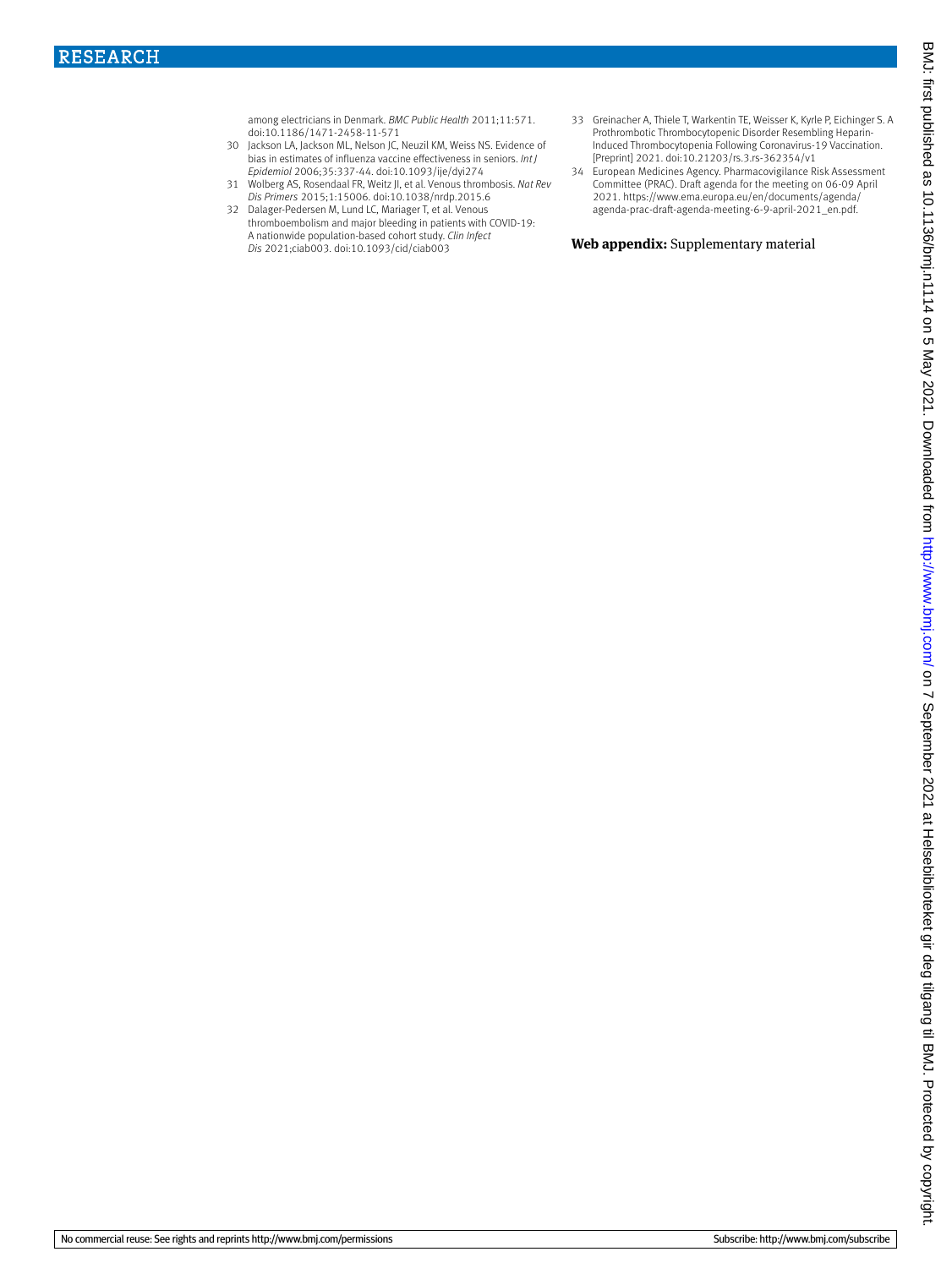among electricians in Denmark. *BMC Public Health* 2011;11:571. doi:10.1186/1471-2458-11-571

30 Jackson LA, Jackson ML, Nelson JC, Neuzil KM, Weiss NS. Evidence of bias in estimates of influenza vaccine effectiveness in seniors. *Int J Epidemiol* 2006;35:337-44. doi:10.1093/ije/dyi274

31 Wolberg AS, Rosendaal FR, Weitz JI, et al. Venous thrombosis. *Nat Rev Dis Primers* 2015;1:15006. doi:10.1038/nrdp.2015.6

32 Dalager-Pedersen M, Lund LC, Mariager T, et al. Venous thromboembolism and major bleeding in patients with COVID-19: A nationwide population-based cohort study. *Clin Infect Dis* 2021;ciab003. doi:10.1093/cid/ciab003

33 Greinacher A, Thiele T, Warkentin TE, Weisser K, Kyrle P, Eichinger S. A Prothrombotic Thrombocytopenic Disorder Resembling Heparin-Induced Thrombocytopenia Following Coronavirus-19 Vaccination. [Preprint] 2021. doi:10.21203/rs.3.rs-362354/v1

34 European Medicines Agency. Pharmacovigilance Risk Assessment Committee (PRAC). Draft agenda for the meeting on 06-09 April 2021. https://www.ema.europa.eu/en/documents/agenda/agenda-prac-draft-agenda-meeting-6-9-april-2021_en.pdf.

**Web appendix:** Supplementary material